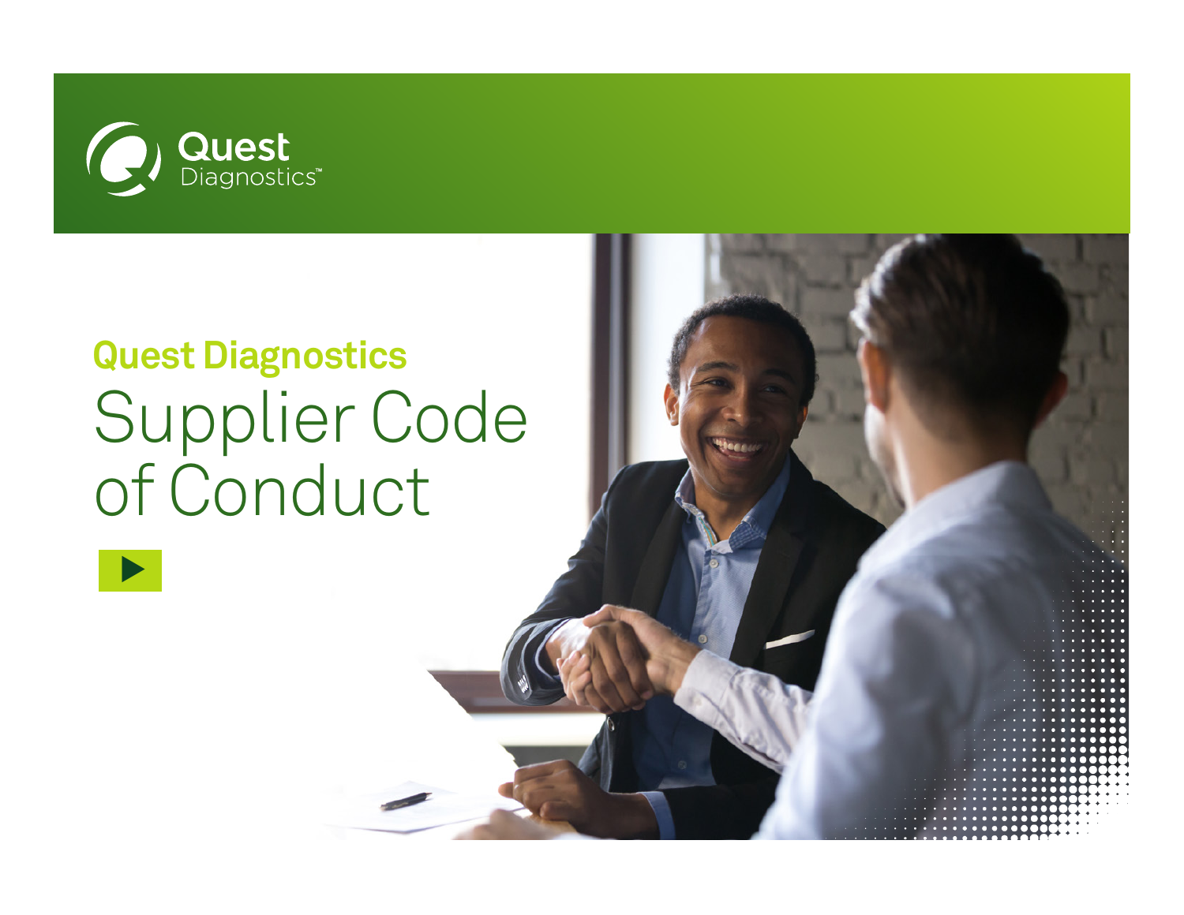Quest Diagnostics™

## Quest Diagnostics

# Supplier Code of Conduct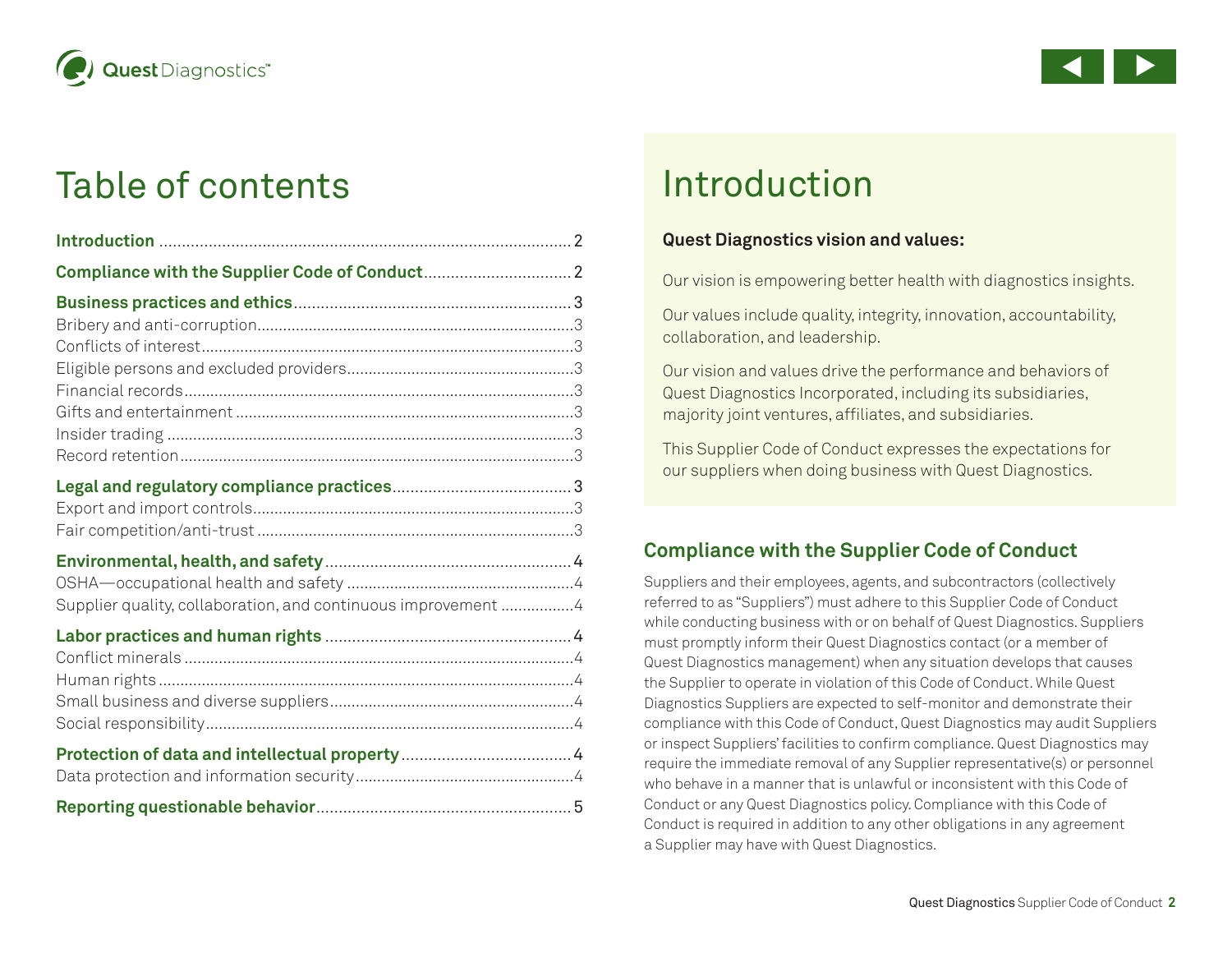# Table of contents

**Introduction** ........ 2

**Compliance with the Supplier Code of Conduct** ........ 2

**Business practices and ethics** ........ 3
- Bribery and anti-corruption ........ 3
- Conflicts of interest ........ 3
- Eligible persons and excluded providers ........ 3
- Financial records ........ 3
- Gifts and entertainment ........ 3
- Insider trading ........ 3
- Record retention ........ 3

**Legal and regulatory compliance practices** ........ 3
- Export and import controls ........ 3
- Fair competition/anti-trust ........ 3

**Environmental, health, and safety** ........ 4
- OSHA—occupational health and safety ........ 4
- Supplier quality, collaboration, and continuous improvement ........ 4

**Labor practices and human rights** ........ 4
- Conflict minerals ........ 4
- Human rights ........ 4
- Small business and diverse suppliers ........ 4
- Social responsibility ........ 4

**Protection of data and intellectual property** ........ 4
- Data protection and information security ........ 4

**Reporting questionable behavior** ........ 5

# Introduction

**Quest Diagnostics vision and values:**

Our vision is empowering better health with diagnostics insights.

Our values include quality, integrity, innovation, accountability, collaboration, and leadership.

Our vision and values drive the performance and behaviors of Quest Diagnostics Incorporated, including its subsidiaries, majority joint ventures, affiliates, and subsidiaries.

This Supplier Code of Conduct expresses the expectations for our suppliers when doing business with Quest Diagnostics.

## Compliance with the Supplier Code of Conduct

Suppliers and their employees, agents, and subcontractors (collectively referred to as "Suppliers") must adhere to this Supplier Code of Conduct while conducting business with or on behalf of Quest Diagnostics. Suppliers must promptly inform their Quest Diagnostics contact (or a member of Quest Diagnostics management) when any situation develops that causes the Supplier to operate in violation of this Code of Conduct. While Quest Diagnostics Suppliers are expected to self-monitor and demonstrate their compliance with this Code of Conduct, Quest Diagnostics may audit Suppliers or inspect Suppliers' facilities to confirm compliance. Quest Diagnostics may require the immediate removal of any Supplier representative(s) or personnel who behave in a manner that is unlawful or inconsistent with this Code of Conduct or any Quest Diagnostics policy. Compliance with this Code of Conduct is required in addition to any other obligations in any agreement a Supplier may have with Quest Diagnostics.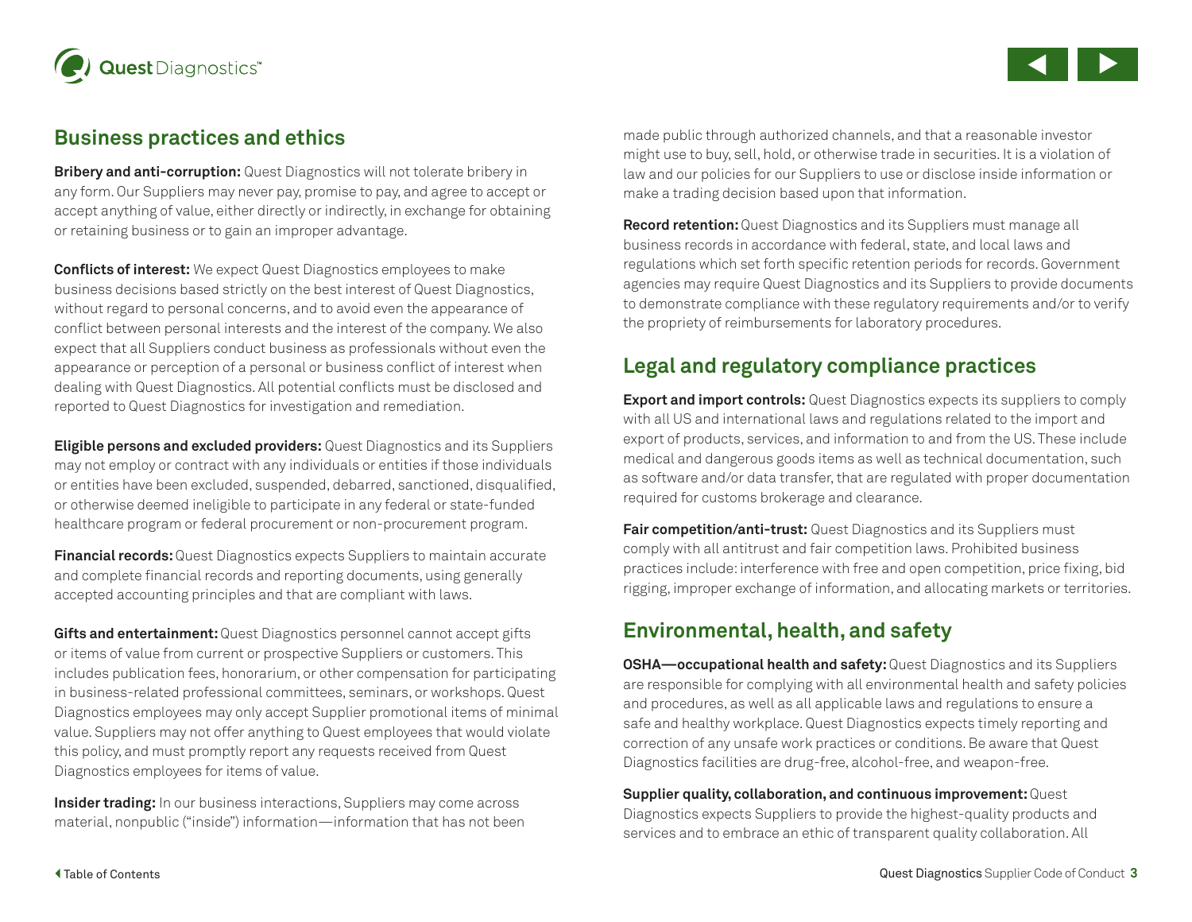## Business practices and ethics

**Bribery and anti-corruption:** Quest Diagnostics will not tolerate bribery in any form. Our Suppliers may never pay, promise to pay, and agree to accept or accept anything of value, either directly or indirectly, in exchange for obtaining or retaining business or to gain an improper advantage.

**Conflicts of interest:** We expect Quest Diagnostics employees to make business decisions based strictly on the best interest of Quest Diagnostics, without regard to personal concerns, and to avoid even the appearance of conflict between personal interests and the interest of the company. We also expect that all Suppliers conduct business as professionals without even the appearance or perception of a personal or business conflict of interest when dealing with Quest Diagnostics. All potential conflicts must be disclosed and reported to Quest Diagnostics for investigation and remediation.

**Eligible persons and excluded providers:** Quest Diagnostics and its Suppliers may not employ or contract with any individuals or entities if those individuals or entities have been excluded, suspended, debarred, sanctioned, disqualified, or otherwise deemed ineligible to participate in any federal or state-funded healthcare program or federal procurement or non-procurement program.

**Financial records:** Quest Diagnostics expects Suppliers to maintain accurate and complete financial records and reporting documents, using generally accepted accounting principles and that are compliant with laws.

**Gifts and entertainment:** Quest Diagnostics personnel cannot accept gifts or items of value from current or prospective Suppliers or customers. This includes publication fees, honorarium, or other compensation for participating in business-related professional committees, seminars, or workshops. Quest Diagnostics employees may only accept Supplier promotional items of minimal value. Suppliers may not offer anything to Quest employees that would violate this policy, and must promptly report any requests received from Quest Diagnostics employees for items of value.

**Insider trading:** In our business interactions, Suppliers may come across material, nonpublic ("inside") information—information that has not been made public through authorized channels, and that a reasonable investor might use to buy, sell, hold, or otherwise trade in securities. It is a violation of law and our policies for our Suppliers to use or disclose inside information or make a trading decision based upon that information.

**Record retention:** Quest Diagnostics and its Suppliers must manage all business records in accordance with federal, state, and local laws and regulations which set forth specific retention periods for records. Government agencies may require Quest Diagnostics and its Suppliers to provide documents to demonstrate compliance with these regulatory requirements and/or to verify the propriety of reimbursements for laboratory procedures.

## Legal and regulatory compliance practices

**Export and import controls:** Quest Diagnostics expects its suppliers to comply with all US and international laws and regulations related to the import and export of products, services, and information to and from the US. These include medical and dangerous goods items as well as technical documentation, such as software and/or data transfer, that are regulated with proper documentation required for customs brokerage and clearance.

**Fair competition/anti-trust:** Quest Diagnostics and its Suppliers must comply with all antitrust and fair competition laws. Prohibited business practices include: interference with free and open competition, price fixing, bid rigging, improper exchange of information, and allocating markets or territories.

## Environmental, health, and safety

**OSHA—occupational health and safety:** Quest Diagnostics and its Suppliers are responsible for complying with all environmental health and safety policies and procedures, as well as all applicable laws and regulations to ensure a safe and healthy workplace. Quest Diagnostics expects timely reporting and correction of any unsafe work practices or conditions. Be aware that Quest Diagnostics facilities are drug-free, alcohol-free, and weapon-free.

**Supplier quality, collaboration, and continuous improvement:** Quest Diagnostics expects Suppliers to provide the highest-quality products and services and to embrace an ethic of transparent quality collaboration. All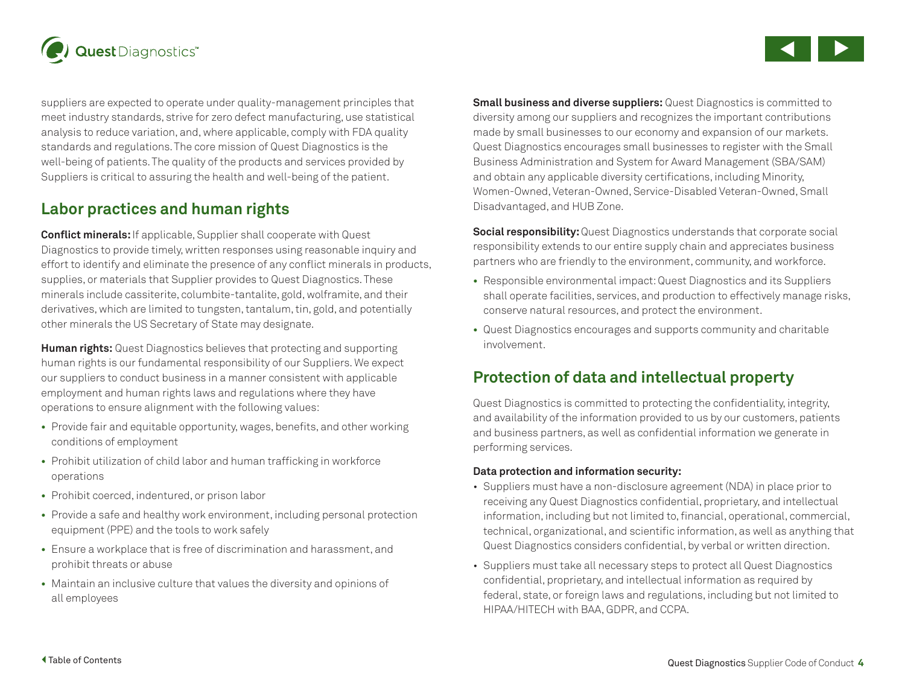suppliers are expected to operate under quality-management principles that meet industry standards, strive for zero defect manufacturing, use statistical analysis to reduce variation, and, where applicable, comply with FDA quality standards and regulations. The core mission of Quest Diagnostics is the well-being of patients. The quality of the products and services provided by Suppliers is critical to assuring the health and well-being of the patient.

## Labor practices and human rights

**Conflict minerals:** If applicable, Supplier shall cooperate with Quest Diagnostics to provide timely, written responses using reasonable inquiry and effort to identify and eliminate the presence of any conflict minerals in products, supplies, or materials that Supplier provides to Quest Diagnostics. These minerals include cassiterite, columbite-tantalite, gold, wolframite, and their derivatives, which are limited to tungsten, tantalum, tin, gold, and potentially other minerals the US Secretary of State may designate.

**Human rights:** Quest Diagnostics believes that protecting and supporting human rights is our fundamental responsibility of our Suppliers. We expect our suppliers to conduct business in a manner consistent with applicable employment and human rights laws and regulations where they have operations to ensure alignment with the following values:

- Provide fair and equitable opportunity, wages, benefits, and other working conditions of employment
- Prohibit utilization of child labor and human trafficking in workforce operations
- Prohibit coerced, indentured, or prison labor
- Provide a safe and healthy work environment, including personal protection equipment (PPE) and the tools to work safely
- Ensure a workplace that is free of discrimination and harassment, and prohibit threats or abuse
- Maintain an inclusive culture that values the diversity and opinions of all employees

**Small business and diverse suppliers:** Quest Diagnostics is committed to diversity among our suppliers and recognizes the important contributions made by small businesses to our economy and expansion of our markets. Quest Diagnostics encourages small businesses to register with the Small Business Administration and System for Award Management (SBA/SAM) and obtain any applicable diversity certifications, including Minority, Women-Owned, Veteran-Owned, Service-Disabled Veteran-Owned, Small Disadvantaged, and HUB Zone.

**Social responsibility:** Quest Diagnostics understands that corporate social responsibility extends to our entire supply chain and appreciates business partners who are friendly to the environment, community, and workforce.

- Responsible environmental impact: Quest Diagnostics and its Suppliers shall operate facilities, services, and production to effectively manage risks, conserve natural resources, and protect the environment.
- Quest Diagnostics encourages and supports community and charitable involvement.

## Protection of data and intellectual property

Quest Diagnostics is committed to protecting the confidentiality, integrity, and availability of the information provided to us by our customers, patients and business partners, as well as confidential information we generate in performing services.

**Data protection and information security:**

- Suppliers must have a non-disclosure agreement (NDA) in place prior to receiving any Quest Diagnostics confidential, proprietary, and intellectual information, including but not limited to, financial, operational, commercial, technical, organizational, and scientific information, as well as anything that Quest Diagnostics considers confidential, by verbal or written direction.
- Suppliers must take all necessary steps to protect all Quest Diagnostics confidential, proprietary, and intellectual information as required by federal, state, or foreign laws and regulations, including but not limited to HIPAA/HITECH with BAA, GDPR, and CCPA.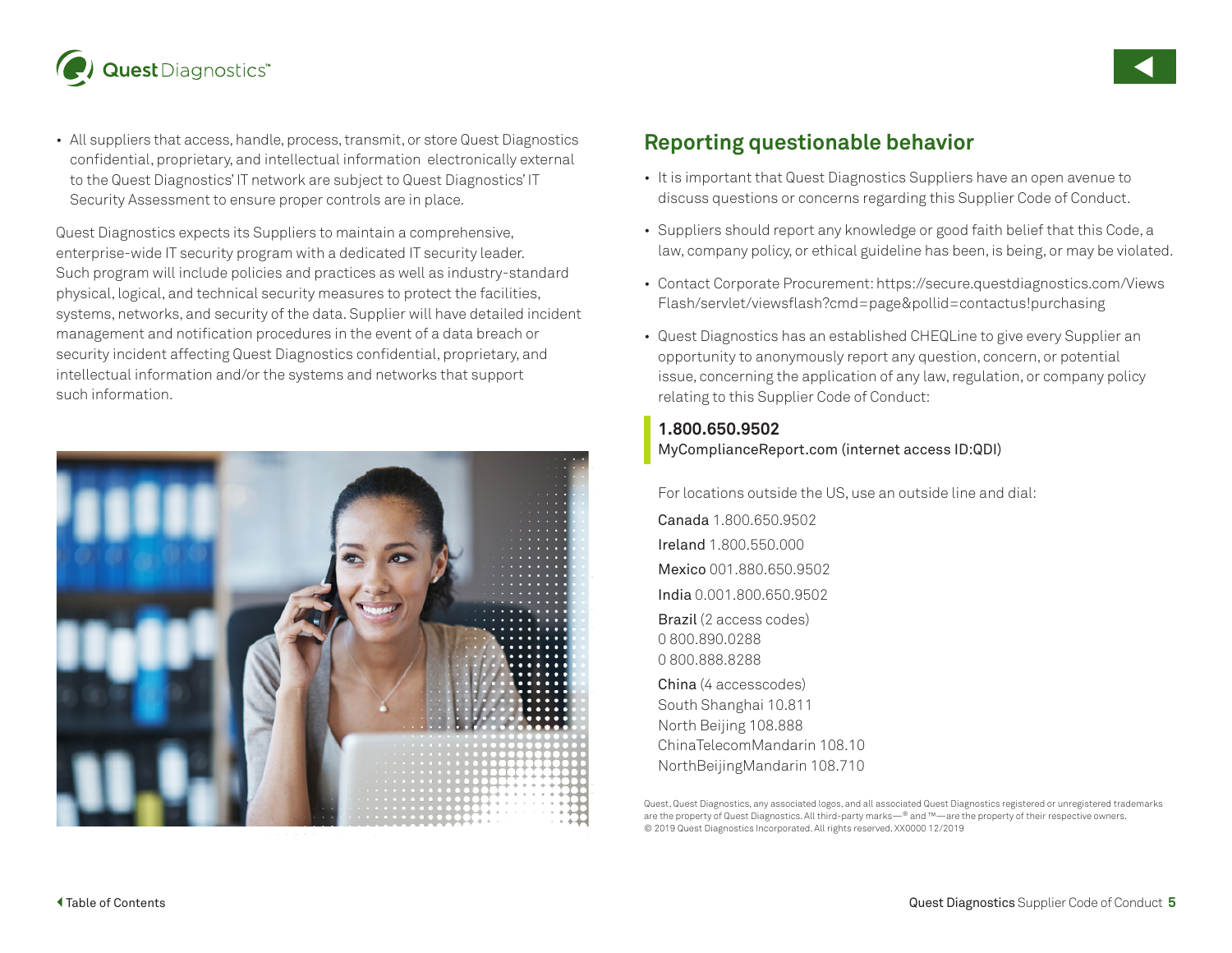- All suppliers that access, handle, process, transmit, or store Quest Diagnostics confidential, proprietary, and intellectual information electronically external to the Quest Diagnostics' IT network are subject to Quest Diagnostics' IT Security Assessment to ensure proper controls are in place.

Quest Diagnostics expects its Suppliers to maintain a comprehensive, enterprise-wide IT security program with a dedicated IT security leader. Such program will include policies and practices as well as industry-standard physical, logical, and technical security measures to protect the facilities, systems, networks, and security of the data. Supplier will have detailed incident management and notification procedures in the event of a data breach or security incident affecting Quest Diagnostics confidential, proprietary, and intellectual information and/or the systems and networks that support such information.

## Reporting questionable behavior

- It is important that Quest Diagnostics Suppliers have an open avenue to discuss questions or concerns regarding this Supplier Code of Conduct.
- Suppliers should report any knowledge or good faith belief that this Code, a law, company policy, or ethical guideline has been, is being, or may be violated.
- Contact Corporate Procurement: https://secure.questdiagnostics.com/ViewsFlash/servlet/viewsflash?cmd=page&pollid=contactus!purchasing
- Quest Diagnostics has an established CHEQLine to give every Supplier an opportunity to anonymously report any question, concern, or potential issue, concerning the application of any law, regulation, or company policy relating to this Supplier Code of Conduct:

**1.800.650.9502**
MyComplianceReport.com (internet access ID:QDI)

For locations outside the US, use an outside line and dial:

Canada 1.800.650.9502

Ireland 1.800.550.000

Mexico 001.880.650.9502

India 0.001.800.650.9502

Brazil (2 access codes)
0 800.890.0288
0 800.888.8288

China (4 accesscodes)
South Shanghai 10.811
North Beijing 108.888
ChinaTelecomMandarin 108.10
NorthBeijingMandarin 108.710

Quest, Quest Diagnostics, any associated logos, and all associated Quest Diagnostics registered or unregistered trademarks are the property of Quest Diagnostics. All third-party marks—® and ™—are the property of their respective owners. © 2019 Quest Diagnostics Incorporated. All rights reserved. XX0000 12/2019